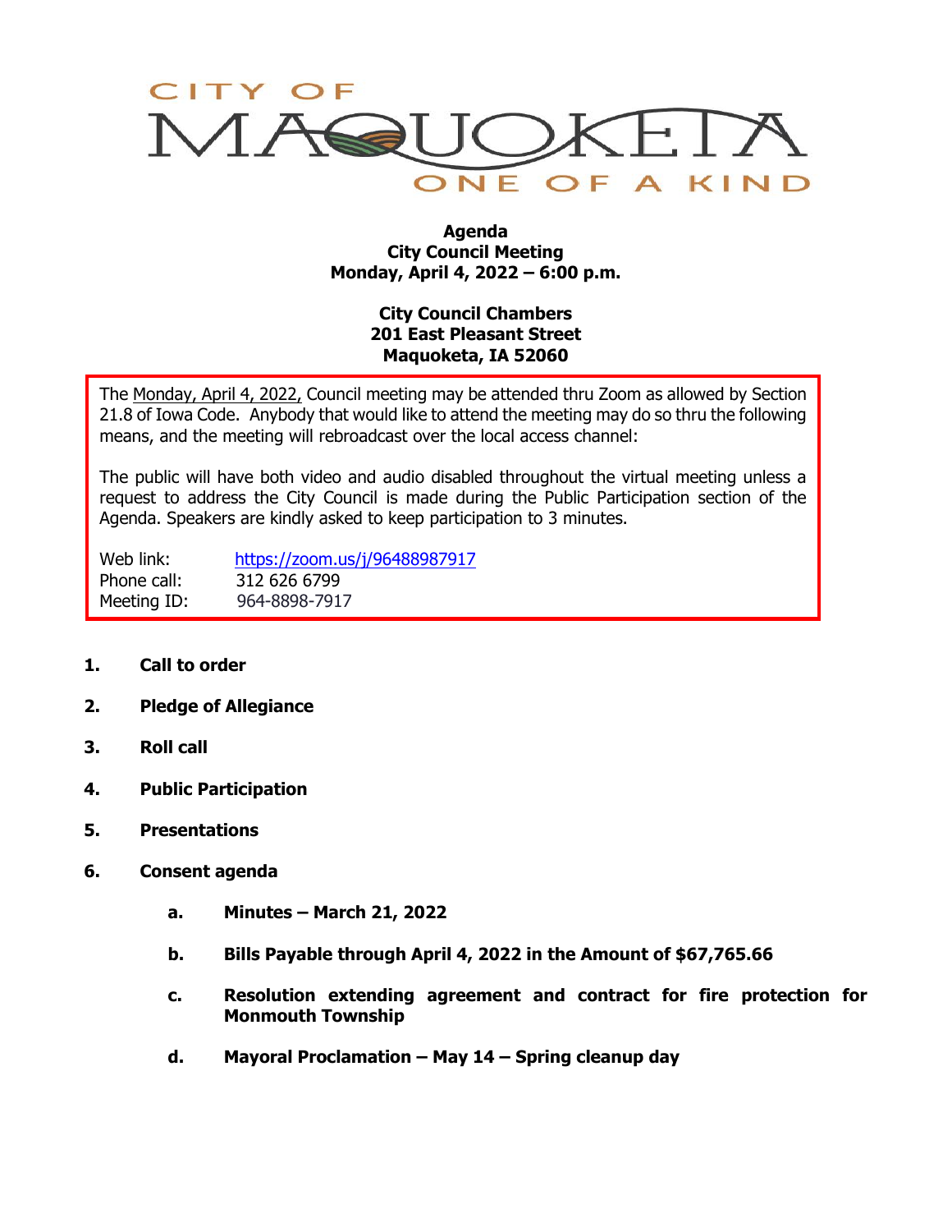CITY OF

MAQUOKETA

ONE OF A KIND

**Agenda**
**City Council Meeting**
**Monday, April 4, 2022 – 6:00 p.m.**

**City Council Chambers**
**201 East Pleasant Street**
**Maquoketa, IA 52060**

The Monday, April 4, 2022, Council meeting may be attended thru Zoom as allowed by Section 21.8 of Iowa Code. Anybody that would like to attend the meeting may do so thru the following means, and the meeting will rebroadcast over the local access channel:

The public will have both video and audio disabled throughout the virtual meeting unless a request to address the City Council is made during the Public Participation section of the Agenda. Speakers are kindly asked to keep participation to 3 minutes.

Web link: https://zoom.us/j/96488987917
Phone call: 312 626 6799
Meeting ID: 964-8898-7917

1. **Call to order**
2. **Pledge of Allegiance**
3. **Roll call**
4. **Public Participation**
5. **Presentations**
6. **Consent agenda**
   a. **Minutes – March 21, 2022**
   b. **Bills Payable through April 4, 2022 in the Amount of $67,765.66**
   c. **Resolution extending agreement and contract for fire protection for Monmouth Township**
   d. **Mayoral Proclamation – May 14 – Spring cleanup day**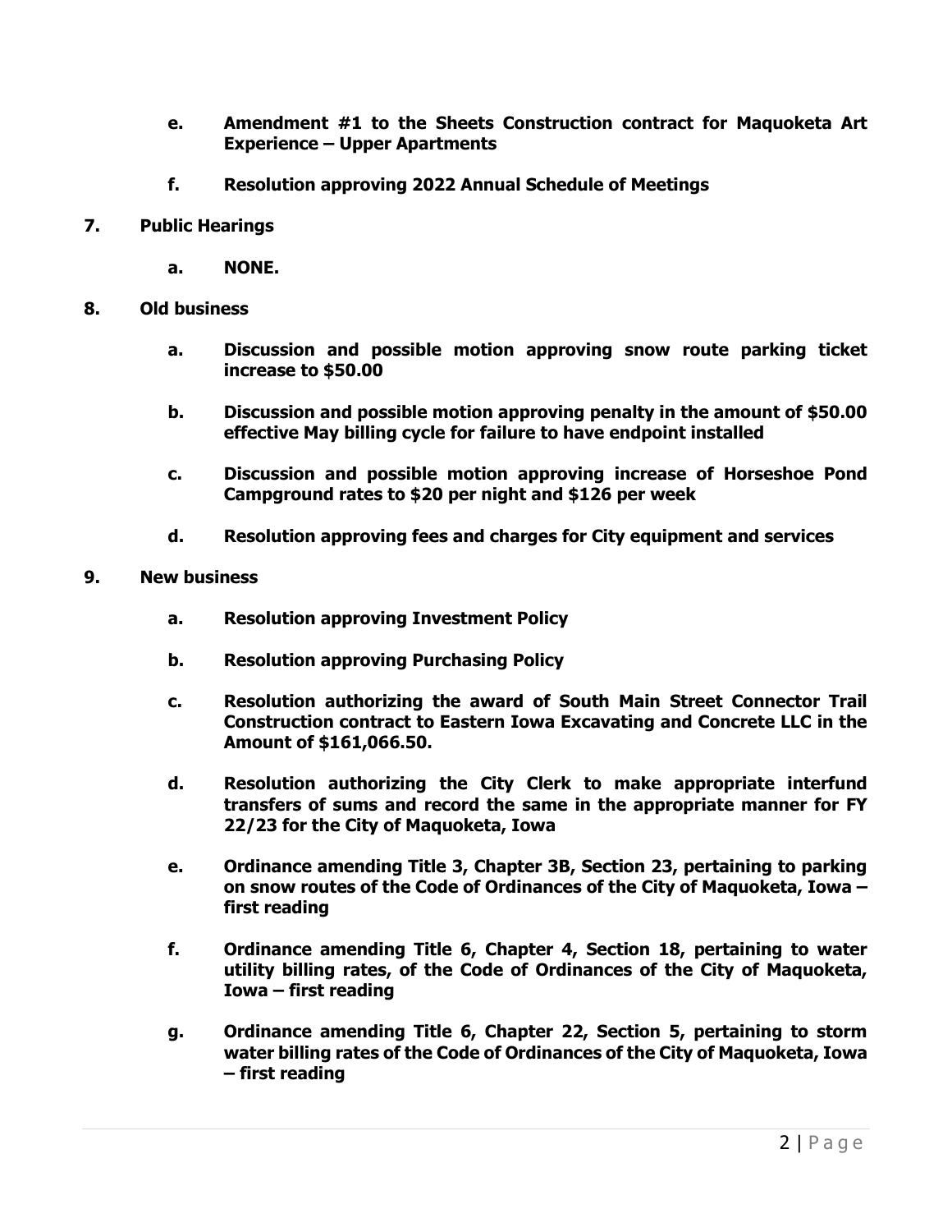- **e.** **Amendment #1 to the Sheets Construction contract for Maquoketa Art Experience – Upper Apartments**

- **f.** **Resolution approving 2022 Annual Schedule of Meetings**

**7. Public Hearings**

- **a.** **NONE.**

**8. Old business**

- **a.** **Discussion and possible motion approving snow route parking ticket increase to $50.00**

- **b.** **Discussion and possible motion approving penalty in the amount of $50.00 effective May billing cycle for failure to have endpoint installed**

- **c.** **Discussion and possible motion approving increase of Horseshoe Pond Campground rates to $20 per night and $126 per week**

- **d.** **Resolution approving fees and charges for City equipment and services**

**9. New business**

- **a.** **Resolution approving Investment Policy**

- **b.** **Resolution approving Purchasing Policy**

- **c.** **Resolution authorizing the award of South Main Street Connector Trail Construction contract to Eastern Iowa Excavating and Concrete LLC in the Amount of $161,066.50.**

- **d.** **Resolution authorizing the City Clerk to make appropriate interfund transfers of sums and record the same in the appropriate manner for FY 22/23 for the City of Maquoketa, Iowa**

- **e.** **Ordinance amending Title 3, Chapter 3B, Section 23, pertaining to parking on snow routes of the Code of Ordinances of the City of Maquoketa, Iowa – first reading**

- **f.** **Ordinance amending Title 6, Chapter 4, Section 18, pertaining to water utility billing rates, of the Code of Ordinances of the City of Maquoketa, Iowa – first reading**

- **g.** **Ordinance amending Title 6, Chapter 22, Section 5, pertaining to storm water billing rates of the Code of Ordinances of the City of Maquoketa, Iowa – first reading**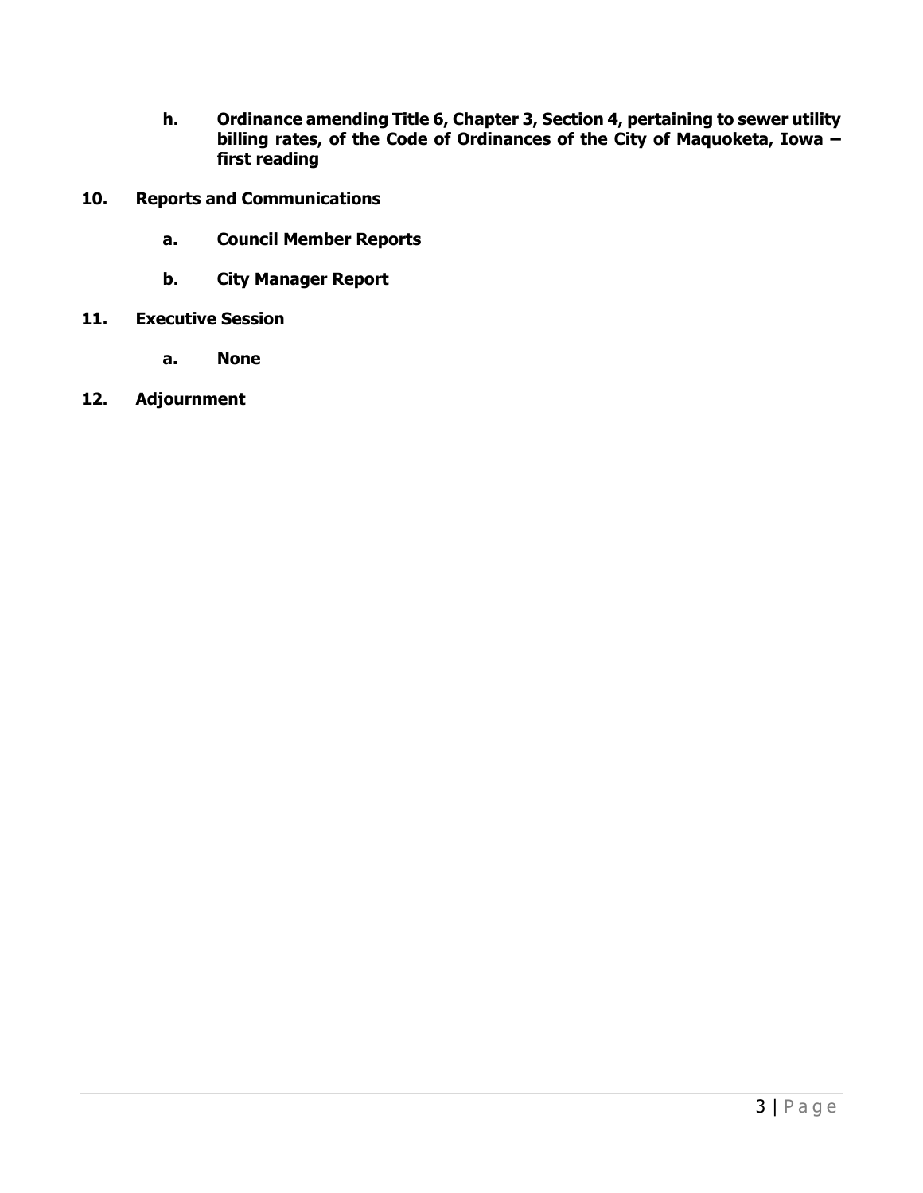h. **Ordinance amending Title 6, Chapter 3, Section 4, pertaining to sewer utility billing rates, of the Code of Ordinances of the City of Maquoketa, Iowa – first reading**

10. **Reports and Communications**

    a. **Council Member Reports**

    b. **City Manager Report**

11. **Executive Session**

    a. **None**

12. **Adjournment**